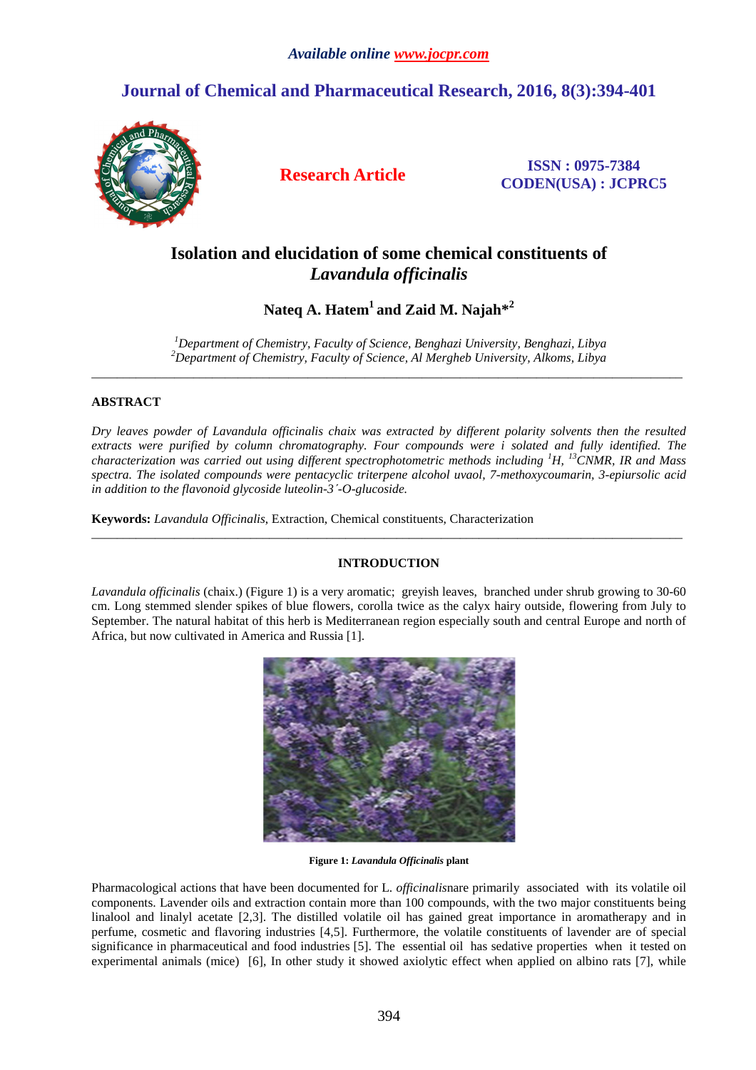*Available online www.jocpr.com*

**Journal of Chemical and Pharmaceutical Research, 2016, 8(3):394-401**

**Research Article**

**ISSN : 0975-7384**
**CODEN(USA) : JCPRC5**

# Isolation and elucidation of some chemical constituents of *Lavandula officinalis*

**Nateq A. Hatem[1] and Zaid M. Najah*[2]**

*[1]Department of Chemistry, Faculty of Science, Benghazi University, Benghazi, Libya*
*[2]Department of Chemistry, Faculty of Science, Al Mergheb University, Alkoms, Libya*

---

## ABSTRACT

*Dry leaves powder of Lavandula officinalis chaix was extracted by different polarity solvents then the resulted extracts were purified by column chromatography. Four compounds were i solated and fully identified. The characterization was carried out using different spectrophotometric methods including $^{1}H$, $^{13}C$NMR, IR and Mass spectra. The isolated compounds were pentacyclic triterpene alcohol uvaol, 7-methoxycoumarin, 3-epiursolic acid in addition to the flavonoid glycoside luteolin-3′-O-glucoside.*

**Keywords:** *Lavandula Officinalis*, Extraction, Chemical constituents, Characterization

---

## INTRODUCTION

*Lavandula officinalis* (chaix.) (Figure 1) is a very aromatic; greyish leaves, branched under shrub growing to 30-60 cm. Long stemmed slender spikes of blue flowers, corolla twice as the calyx hairy outside, flowering from July to September. The natural habitat of this herb is Mediterranean region especially south and central Europe and north of Africa, but now cultivated in America and Russia [1].

**Figure 1:** ***Lavandula Officinalis*** **plant**

Pharmacological actions that have been documented for L. *officinalis*nare primarily associated with its volatile oil components. Lavender oils and extraction contain more than 100 compounds, with the two major constituents being linalool and linalyl acetate [2,3]. The distilled volatile oil has gained great importance in aromatherapy and in perfume, cosmetic and flavoring industries [4,5]. Furthermore, the volatile constituents of lavender are of special significance in pharmaceutical and food industries [5]. The essential oil has sedative properties when it tested on experimental animals (mice) [6], In other study it showed axiolytic effect when applied on albino rats [7], while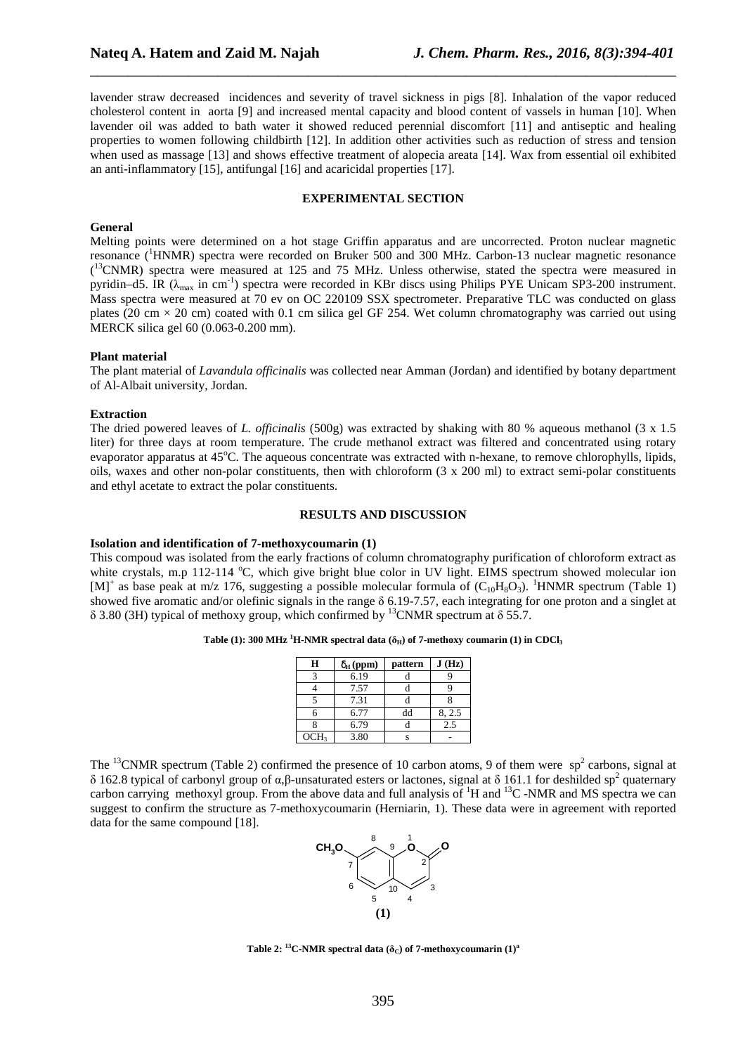lavender straw decreased incidences and severity of travel sickness in pigs [8]. Inhalation of the vapor reduced cholesterol content in aorta [9] and increased mental capacity and blood content of vessels in human [10]. When lavender oil was added to bath water it showed reduced perennial discomfort [11] and antiseptic and healing properties to women following childbirth [12]. In addition other activities such as reduction of stress and tension when used as massage [13] and shows effective treatment of alopecia areata [14]. Wax from essential oil exhibited an anti-inflammatory [15], antifungal [16] and acaricidal properties [17].

## EXPERIMENTAL SECTION

### General

Melting points were determined on a hot stage Griffin apparatus and are uncorrected. Proton nuclear magnetic resonance ($^{1}$HNMR) spectra were recorded on Bruker 500 and 300 MHz. Carbon-13 nuclear magnetic resonance ($^{13}$CNMR) spectra were measured at 125 and 75 MHz. Unless otherwise, stated the spectra were measured in pyridin–d5. IR ($\lambda_{max}$ in cm$^{-1}$) spectra were recorded in KBr discs using Philips PYE Unicam SP3-200 instrument. Mass spectra were measured at 70 ev on OC 220109 SSX spectrometer. Preparative TLC was conducted on glass plates (20 cm × 20 cm) coated with 0.1 cm silica gel GF 254. Wet column chromatography was carried out using MERCK silica gel 60 (0.063-0.200 mm).

### Plant material

The plant material of *Lavandula officinalis* was collected near Amman (Jordan) and identified by botany department of Al-Albait university, Jordan.

### Extraction

The dried powered leaves of *L. officinalis* (500g) was extracted by shaking with 80 % aqueous methanol (3 x 1.5 liter) for three days at room temperature. The crude methanol extract was filtered and concentrated using rotary evaporator apparatus at 45°C. The aqueous concentrate was extracted with n-hexane, to remove chlorophylls, lipids, oils, waxes and other non-polar constituents, then with chloroform (3 x 200 ml) to extract semi-polar constituents and ethyl acetate to extract the polar constituents.

## RESULTS AND DISCUSSION

### Isolation and identification of 7-methoxycoumarin (1)

This compoud was isolated from the early fractions of column chromatography purification of chloroform extract as white crystals, m.p 112-114 °C, which give bright blue color in UV light. EIMS spectrum showed molecular ion $[M]^+$ as base peak at m/z 176, suggesting a possible molecular formula of ($C_{10}H_8O_3$). $^{1}$HNMR spectrum (Table 1) showed five aromatic and/or olefinic signals in the range δ 6.19-7.57, each integrating for one proton and a singlet at δ 3.80 (3H) typical of methoxy group, which confirmed by $^{13}$CNMR spectrum at δ 55.7.

**Table (1): 300 MHz $^{1}$H-NMR spectral data ($\delta_H$) of 7-methoxy coumarin (1) in $CDCl_3$**

| H | $\delta_H$ (ppm) | pattern | J (Hz) |
|---|---|---|---|
| 3 | 6.19 | d | 9 |
| 4 | 7.57 | d | 9 |
| 5 | 7.31 | d | 8 |
| 6 | 6.77 | dd | 8, 2.5 |
| 8 | 6.79 | d | 2.5 |
| $OCH_3$ | 3.80 | s | - |

The $^{13}$CNMR spectrum (Table 2) confirmed the presence of 10 carbon atoms, 9 of them were $sp^2$ carbons, signal at δ 162.8 typical of carbonyl group of α,β-unsaturated esters or lactones, signal at δ 161.1 for deshilded $sp^2$ quaternary carbon carrying methoxyl group. From the above data and full analysis of $^{1}$H and $^{13}$C -NMR and MS spectra we can suggest to confirm the structure as 7-methoxycoumarin (Herniarin, 1). These data were in agreement with reported data for the same compound [18].

**(1)**

**Table 2: $^{13}$C-NMR spectral data ($\delta_C$) of 7-methoxycoumarin (1)[a]**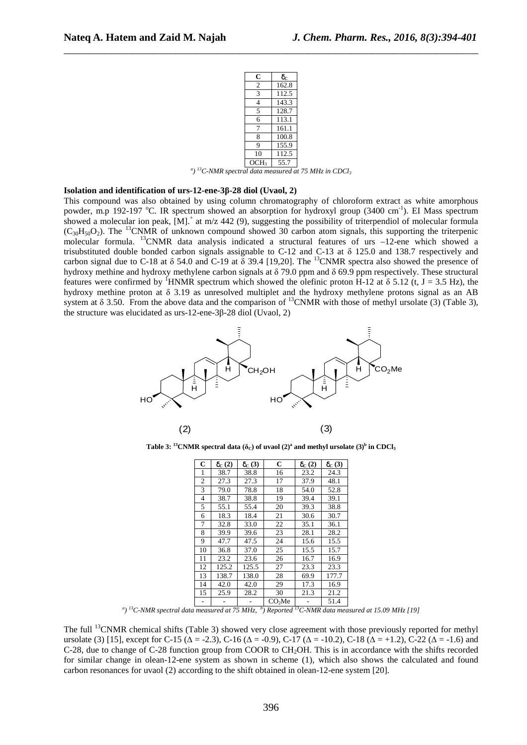| C | $\delta_C$ |
|---|---|
| 2 | 162.8 |
| 3 | 112.5 |
| 4 | 143.3 |
| 5 | 128.7 |
| 6 | 113.1 |
| 7 | 161.1 |
| 8 | 100.8 |
| 9 | 155.9 |
| 10 | 112.5 |
| $OCH_3$ | 55.7 |

*[a]) [13]C-NMR spectral data measured at 75 MHz in $CDCl_3$*

**Isolation and identification of urs-12-ene-3β-28 diol (Uvaol, 2)**

This compound was also obtained by using column chromatography of chloroform extract as white amorphous powder, m.p 192-197 °C. IR spectrum showed an absorption for hydroxyl group (3400 $cm^{-1}$). EI Mass spectrum showed a molecular ion peak, $[M]^{+}$ at m/z 442 (9), suggesting the possibility of triterpendiol of molecular formula ($C_{30}H_{50}O_2$). The $^{13}$CNMR of unknown compound showed 30 carbon atom signals, this supporting the triterpenic molecular formula. $^{13}$CNMR data analysis indicated a structural features of urs –12-ene which showed a trisubstituted double bonded carbon signals assignable to C-12 and C-13 at δ 125.0 and 138.7 respectively and carbon signal due to C-18 at δ 54.0 and C-19 at δ 39.4 [19,20]. The $^{13}$CNMR spectra also showed the presence of hydroxy methine and hydroxy methylene carbon signals at δ 79.0 ppm and δ 69.9 ppm respectively. These structural features were confirmed by $^{1}$HNMR spectrum which showed the olefinic proton H-12 at δ 5.12 (t, J = 3.5 Hz), the hydroxy methine proton at δ 3.19 as unresolved multiplet and the hydroxy methylene protons signal as an AB system at δ 3.50. From the above data and the comparison of $^{13}$CNMR with those of methyl ursolate (3) (Table 3), the structure was elucidated as urs-12-ene-3β-28 diol (Uvaol, 2)

(2) (3)

**Table 3: $^{13}$CNMR spectral data ($\delta_C$) of uvaol (2)[a] and methyl ursolate (3)[b] in $CDCl_3$**

| C | $\delta_C$ (2) | $\delta_C$ (3) | C | $\delta_C$ (2) | $\delta_C$ (3) |
|---|---|---|---|---|---|
| 1 | 38.7 | 38.8 | 16 | 23.2 | 24.3 |
| 2 | 27.3 | 27.3 | 17 | 37.9 | 48.1 |
| 3 | 79.0 | 78.8 | 18 | 54.0 | 52.8 |
| 4 | 38.7 | 38.8 | 19 | 39.4 | 39.1 |
| 5 | 55.1 | 55.4 | 20 | 39.3 | 38.8 |
| 6 | 18.3 | 18.4 | 21 | 30.6 | 30.7 |
| 7 | 32.8 | 33.0 | 22 | 35.1 | 36.1 |
| 8 | 39.9 | 39.6 | 23 | 28.1 | 28.2 |
| 9 | 47.7 | 47.5 | 24 | 15.6 | 15.5 |
| 10 | 36.8 | 37.0 | 25 | 15.5 | 15.7 |
| 11 | 23.2 | 23.6 | 26 | 16.7 | 16.9 |
| 12 | 125.2 | 125.5 | 27 | 23.3 | 23.3 |
| 13 | 138.7 | 138.0 | 28 | 69.9 | 177.7 |
| 14 | 42.0 | 42.0 | 29 | 17.3 | 16.9 |
| 15 | 25.9 | 28.2 | 30 | 21.3 | 21.2 |
| - | - | - | $CO_2Me$ | - | 51.4 |

*[a]) [13]C-NMR spectral data measured at 75 MHz, [b]) Reported [13]C-NMR data measured at 15.09 MHz [19]*

The full $^{13}$CNMR chemical shifts (Table 3) showed very close agreement with those previously reported for methyl ursolate (3) [15], except for C-15 (Δ = -2.3), C-16 (Δ = -0.9), C-17 (Δ = -10.2), C-18 (Δ = +1.2), C-22 (Δ = -1.6) and C-28, due to change of C-28 function group from COOR to $CH_2OH$. This is in accordance with the shifts recorded for similar change in olean-12-ene system as shown in scheme (1), which also shows the calculated and found carbon resonances for uvaol (2) according to the shift obtained in olean-12-ene system [20].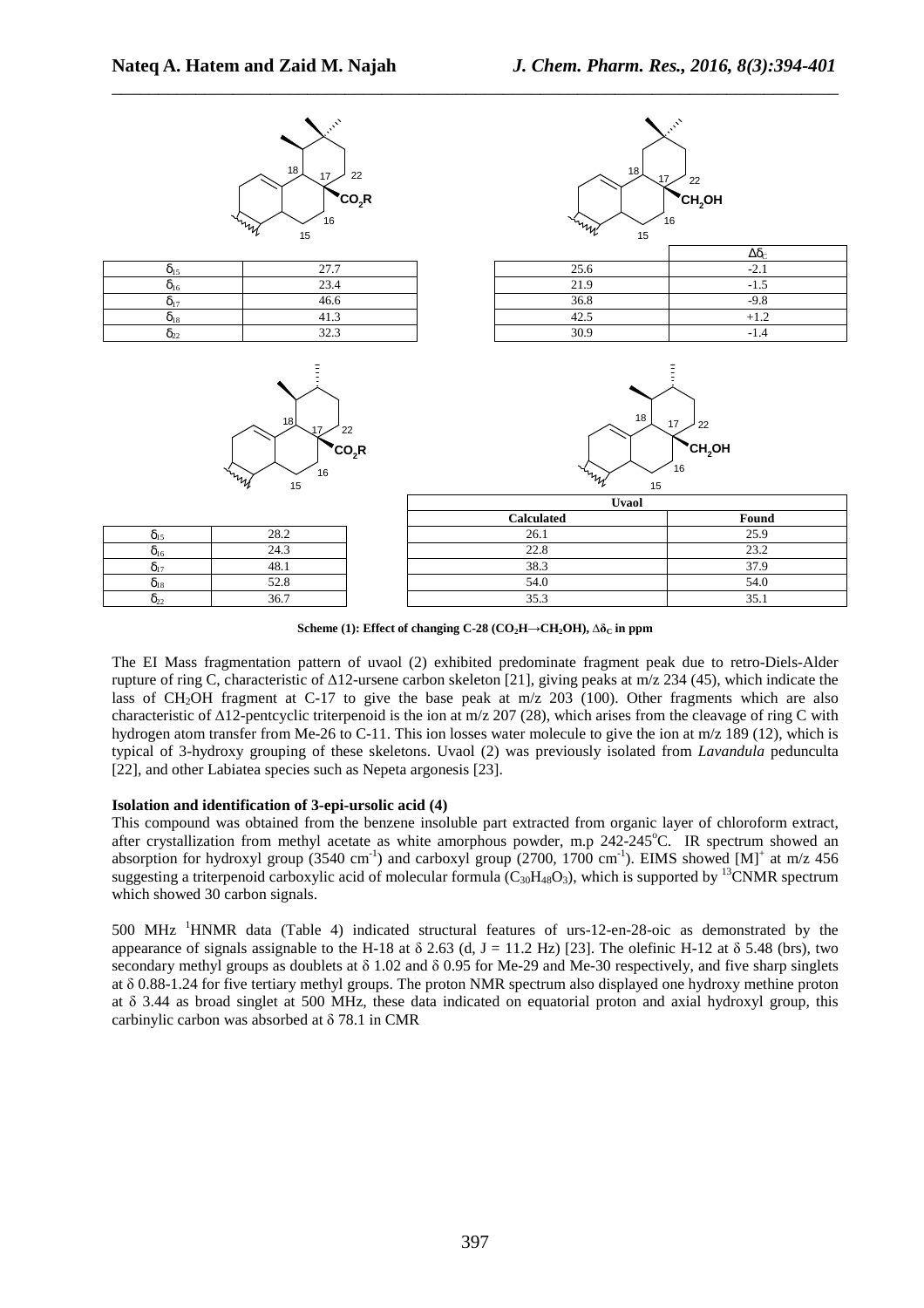| | |
|---|---|
| $\delta_{15}$ | 27.7 |
| $\delta_{16}$ | 23.4 |
| $\delta_{17}$ | 46.6 |
| $\delta_{18}$ | 41.3 |
| $\delta_{22}$ | 32.3 |

| | $\Delta\delta_C$ |
|---|---|
| 25.6 | -2.1 |
| 21.9 | -1.5 |
| 36.8 | -9.8 |
| 42.5 | +1.2 |
| 30.9 | -1.4 |

| | |
|---|---|
| $\delta_{15}$ | 28.2 |
| $\delta_{16}$ | 24.3 |
| $\delta_{17}$ | 48.1 |
| $\delta_{18}$ | 52.8 |
| $\delta_{22}$ | 36.7 |

| Uvaol | |
|---|---|
| **Calculated** | **Found** |
| 26.1 | 25.9 |
| 22.8 | 23.2 |
| 38.3 | 37.9 |
| 54.0 | 54.0 |
| 35.3 | 35.1 |

**Scheme (1): Effect of changing C-28 ($CO_2H \rightarrow CH_2OH$), $\Delta\delta_C$ in ppm**

The EI Mass fragmentation pattern of uvaol (2) exhibited predominate fragment peak due to retro-Diels-Alder rupture of ring C, characteristic of Δ12-ursene carbon skeleton [21], giving peaks at m/z 234 (45), which indicate the lass of $CH_2OH$ fragment at C-17 to give the base peak at m/z 203 (100). Other fragments which are also characteristic of Δ12-pentcyclic triterpenoid is the ion at m/z 207 (28), which arises from the cleavage of ring C with hydrogen atom transfer from Me-26 to C-11. This ion losses water molecule to give the ion at m/z 189 (12), which is typical of 3-hydroxy grouping of these skeletons. Uvaol (2) was previously isolated from *Lavandula* pedunculta [22], and other Labiatea species such as Nepeta argonesis [23].

**Isolation and identification of 3-epi-ursolic acid (4)**

This compound was obtained from the benzene insoluble part extracted from organic layer of chloroform extract, after crystallization from methyl acetate as white amorphous powder, m.p 242-245°C. IR spectrum showed an absorption for hydroxyl group (3540 $cm^{-1}$) and carboxyl group (2700, 1700 $cm^{-1}$). EIMS showed $[M]^+$ at m/z 456 suggesting a triterpenoid carboxylic acid of molecular formula ($C_{30}H_{48}O_3$), which is supported by $^{13}$CNMR spectrum which showed 30 carbon signals.

500 MHz $^1$HNMR data (Table 4) indicated structural features of urs-12-en-28-oic as demonstrated by the appearance of signals assignable to the H-18 at δ 2.63 (d, J = 11.2 Hz) [23]. The olefinic H-12 at δ 5.48 (brs), two secondary methyl groups as doublets at δ 1.02 and δ 0.95 for Me-29 and Me-30 respectively, and five sharp singlets at δ 0.88-1.24 for five tertiary methyl groups. The proton NMR spectrum also displayed one hydroxy methine proton at δ 3.44 as broad singlet at 500 MHz, these data indicated on equatorial proton and axial hydroxyl group, this carbinylic carbon was absorbed at δ 78.1 in CMR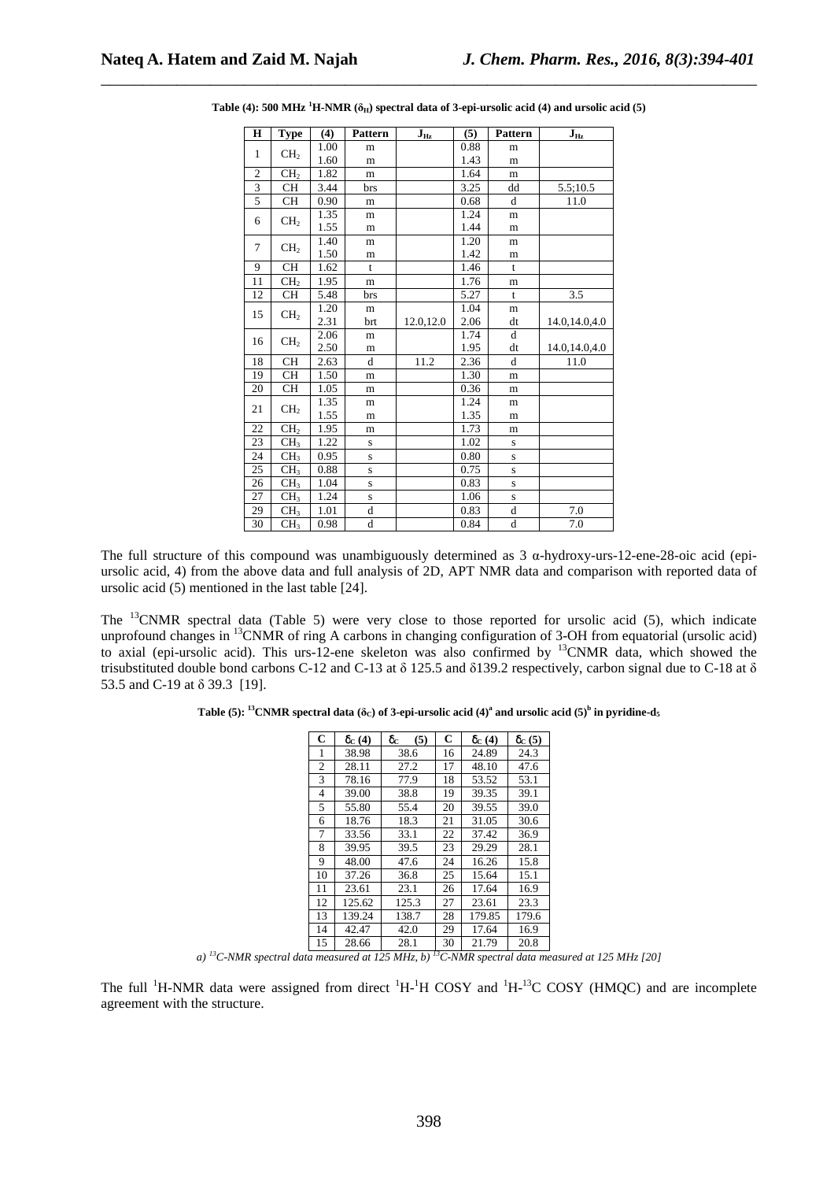**Table (4): 500 MHz $^{1}$H-NMR ($\delta_H$) spectral data of 3-epi-ursolic acid (4) and ursolic acid (5)**

| H | Type | (4) | Pattern | $J_{Hz}$ | (5) | Pattern | $J_{Hz}$ |
|---|---|---|---|---|---|---|---|
| 1 | $CH_2$ | 1.00 | m | | 0.88 | m | |
| | | 1.60 | m | | 1.43 | m | |
| 2 | $CH_2$ | 1.82 | m | | 1.64 | m | |
| 3 | CH | 3.44 | brs | | 3.25 | dd | 5.5;10.5 |
| 5 | CH | 0.90 | m | | 0.68 | d | 11.0 |
| 6 | $CH_2$ | 1.35 | m | | 1.24 | m | |
| | | 1.55 | m | | 1.44 | m | |
| 7 | $CH_2$ | 1.40 | m | | 1.20 | m | |
| | | 1.50 | m | | 1.42 | m | |
| 9 | CH | 1.62 | t | | 1.46 | t | |
| 11 | $CH_2$ | 1.95 | m | | 1.76 | m | |
| 12 | CH | 5.48 | brs | | 5.27 | t | 3.5 |
| 15 | $CH_2$ | 1.20 | m | | 1.04 | m | |
| | | 2.31 | brt | 12.0,12.0 | 2.06 | dt | 14.0,14.0,4.0 |
| 16 | $CH_2$ | 2.06 | m | | 1.74 | d | |
| | | 2.50 | m | | 1.95 | dt | 14.0,14.0,4.0 |
| 18 | CH | 2.63 | d | 11.2 | 2.36 | d | 11.0 |
| 19 | CH | 1.50 | m | | 1.30 | m | |
| 20 | CH | 1.05 | m | | 0.36 | m | |
| 21 | $CH_2$ | 1.35 | m | | 1.24 | m | |
| | | 1.55 | m | | 1.35 | m | |
| 22 | $CH_2$ | 1.95 | m | | 1.73 | m | |
| 23 | $CH_3$ | 1.22 | s | | 1.02 | s | |
| 24 | $CH_3$ | 0.95 | s | | 0.80 | s | |
| 25 | $CH_3$ | 0.88 | s | | 0.75 | s | |
| 26 | $CH_3$ | 1.04 | s | | 0.83 | s | |
| 27 | $CH_3$ | 1.24 | s | | 1.06 | s | |
| 29 | $CH_3$ | 1.01 | d | | 0.83 | d | 7.0 |
| 30 | $CH_3$ | 0.98 | d | | 0.84 | d | 7.0 |

The full structure of this compound was unambiguously determined as 3 α-hydroxy-urs-12-ene-28-oic acid (epi-ursolic acid, 4) from the above data and full analysis of 2D, APT NMR data and comparison with reported data of ursolic acid (5) mentioned in the last table [24].

The $^{13}$CNMR spectral data (Table 5) were very close to those reported for ursolic acid (5), which indicate unprofound changes in $^{13}$CNMR of ring A carbons in changing configuration of 3-OH from equatorial (ursolic acid) to axial (epi-ursolic acid). This urs-12-ene skeleton was also confirmed by $^{13}$CNMR data, which showed the trisubstituted double bond carbons C-12 and C-13 at δ 125.5 and δ139.2 respectively, carbon signal due to C-18 at δ 53.5 and C-19 at δ 39.3 [19].

**Table (5): $^{13}$CNMR spectral data ($\delta_C$) of 3-epi-ursolic acid (4)$^a$ and ursolic acid (5)$^b$ in pyridine-$d_5$**

| C | $\delta_C$ (4) | $\delta_C$ (5) | C | $\delta_C$ (4) | $\delta_C$ (5) |
|---|---|---|---|---|---|
| 1 | 38.98 | 38.6 | 16 | 24.89 | 24.3 |
| 2 | 28.11 | 27.2 | 17 | 48.10 | 47.6 |
| 3 | 78.16 | 77.9 | 18 | 53.52 | 53.1 |
| 4 | 39.00 | 38.8 | 19 | 39.35 | 39.1 |
| 5 | 55.80 | 55.4 | 20 | 39.55 | 39.0 |
| 6 | 18.76 | 18.3 | 21 | 31.05 | 30.6 |
| 7 | 33.56 | 33.1 | 22 | 37.42 | 36.9 |
| 8 | 39.95 | 39.5 | 23 | 29.29 | 28.1 |
| 9 | 48.00 | 47.6 | 24 | 16.26 | 15.8 |
| 10 | 37.26 | 36.8 | 25 | 15.64 | 15.1 |
| 11 | 23.61 | 23.1 | 26 | 17.64 | 16.9 |
| 12 | 125.62 | 125.3 | 27 | 23.61 | 23.3 |
| 13 | 139.24 | 138.7 | 28 | 179.85 | 179.6 |
| 14 | 42.47 | 42.0 | 29 | 17.64 | 16.9 |
| 15 | 28.66 | 28.1 | 30 | 21.79 | 20.8 |

*a) $^{13}$C-NMR spectral data measured at 125 MHz, b) $^{13}$C-NMR spectral data measured at 125 MHz [20]*

The full $^{1}$H-NMR data were assigned from direct $^{1}$H-$^{1}$H COSY and $^{1}$H-$^{13}$C COSY (HMQC) and are incomplete agreement with the structure.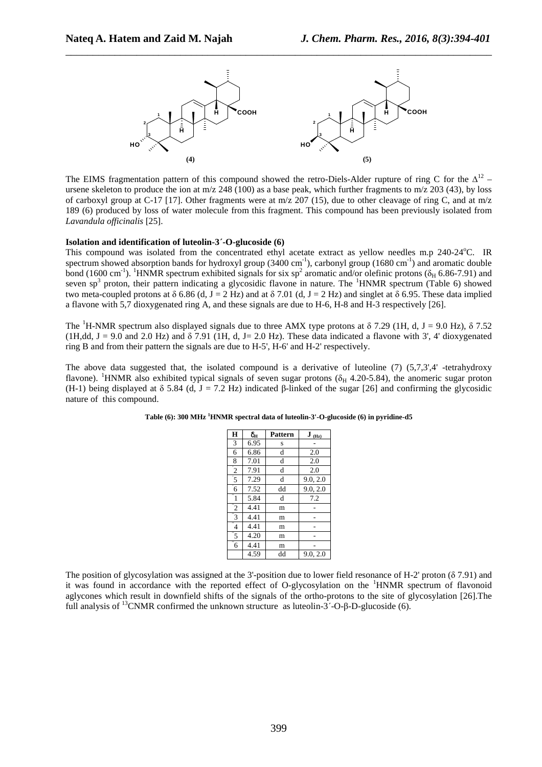(4) (5)

The EIMS fragmentation pattern of this compound showed the retro-Diels-Alder rupture of ring C for the $\Delta^{12}$ – ursene skeleton to produce the ion at m/z 248 (100) as a base peak, which further fragments to m/z 203 (43), by loss of carboxyl group at C-17 [17]. Other fragments were at m/z 207 (15), due to other cleavage of ring C, and at m/z 189 (6) produced by loss of water molecule from this fragment. This compound has been previously isolated from *Lavandula officinalis* [25].

**Isolation and identification of luteolin-3´-O-glucoside (6)**

This compound was isolated from the concentrated ethyl acetate extract as yellow needles m.p 240-24°C. IR spectrum showed absorption bands for hydroxyl group (3400 cm$^{-1}$), carbonyl group (1680 cm$^{-1}$) and aromatic double bond (1600 cm$^{-1}$). $^1$HNMR spectrum exhibited signals for six sp$^2$ aromatic and/or olefinic protons ($\delta_H$ 6.86-7.91) and seven sp$^3$ proton, their pattern indicating a glycosidic flavone in nature. The $^1$HNMR spectrum (Table 6) showed two meta-coupled protons at δ 6.86 (d, J = 2 Hz) and at δ 7.01 (d, J = 2 Hz) and singlet at δ 6.95. These data implied a flavone with 5,7 dioxygenated ring A, and these signals are due to H-6, H-8 and H-3 respectively [26].

The $^1$H-NMR spectrum also displayed signals due to three AMX type protons at δ 7.29 (1H, d, J = 9.0 Hz), δ 7.52 (1H,dd, J = 9.0 and 2.0 Hz) and δ 7.91 (1H, d, J= 2.0 Hz). These data indicated a flavone with 3', 4' dioxygenated ring B and from their pattern the signals are due to H-5', H-6' and H-2' respectively.

The above data suggested that, the isolated compound is a derivative of luteoline (7) (5,7,3',4' -tetrahydroxy flavone). $^1$HNMR also exhibited typical signals of seven sugar protons ($\delta_H$ 4.20-5.84), the anomeric sugar proton (H-1) being displayed at δ 5.84 (d, J = 7.2 Hz) indicated β-linked of the sugar [26] and confirming the glycosidic nature of this compound.

**Table (6): 300 MHz $^1$HNMR spectral data of luteolin-3'-O-glucoside (6) in pyridine-d5**

| H | $\delta_H$ | Pattern | J (Hz) |
|---|---|---|---|
| 3 | 6.95 | s | - |
| 6 | 6.86 | d | 2.0 |
| 8 | 7.01 | d | 2.0 |
| 2' | 7.91 | d | 2.0 |
| 5' | 7.29 | d | 9.0, 2.0 |
| 6' | 7.52 | dd | 9.0, 2.0 |
| 1'' | 5.84 | d | 7.2 |
| 2'' | 4.41 | m | - |
| 3'' | 4.41 | m | - |
| 4'' | 4.41 | m | - |
| 5'' | 4.20 | m | - |
| 6'' | 4.41 | m | - |
| | 4.59 | dd | 9.0, 2.0 |

The position of glycosylation was assigned at the 3'-position due to lower field resonance of H-2' proton (δ 7.91) and it was found in accordance with the reported effect of O-glycosylation on the $^1$HNMR spectrum of flavonoid aglycones which result in downfield shifts of the signals of the ortho-protons to the site of glycosylation [26].The full analysis of $^{13}$CNMR confirmed the unknown structure as luteolin-3´-O-β-D-glucoside (6).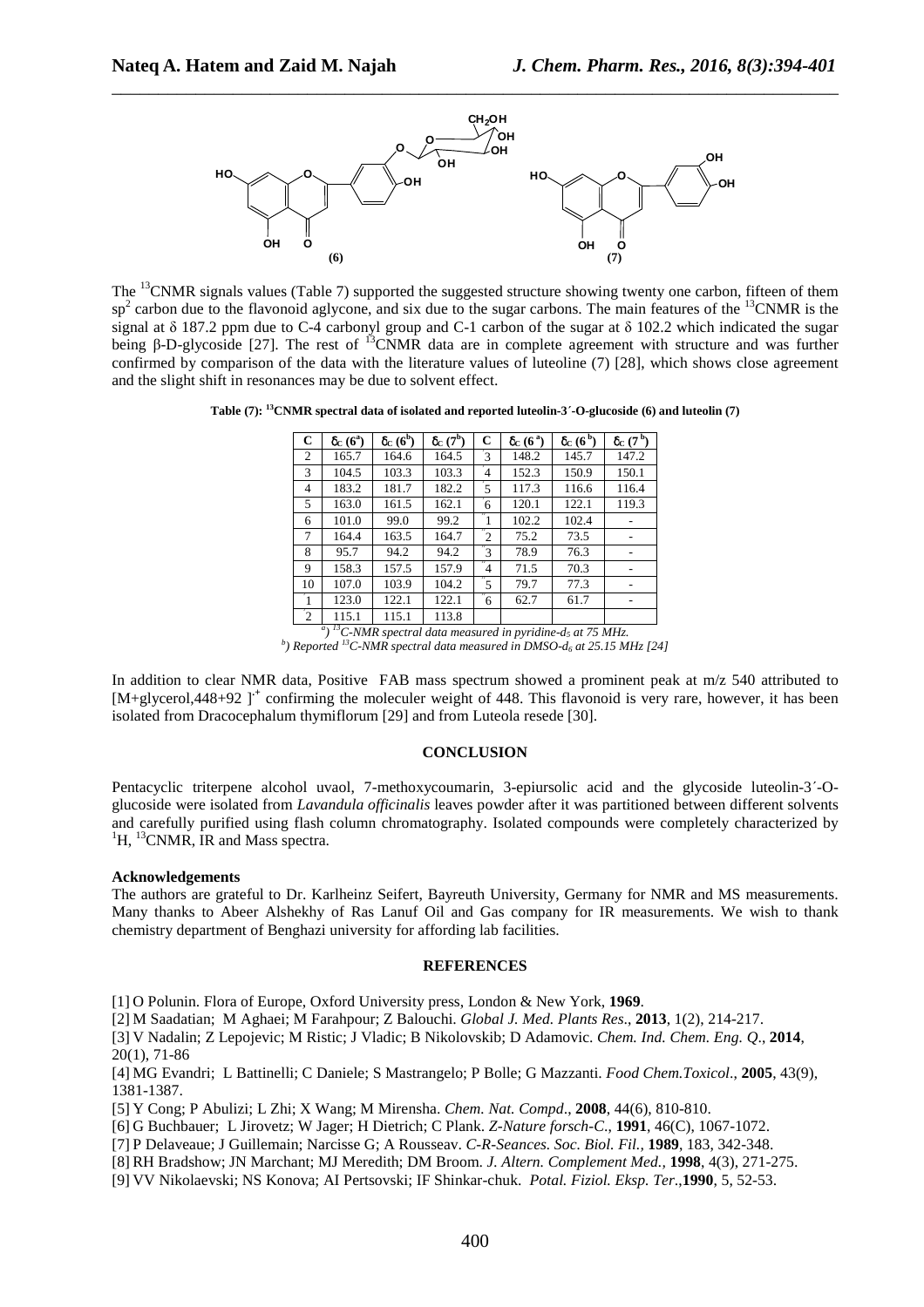(6) (7)

The $^{13}$CNMR signals values (Table 7) supported the suggested structure showing twenty one carbon, fifteen of them $sp^2$ carbon due to the flavonoid aglycone, and six due to the sugar carbons. The main features of the $^{13}$CNMR is the signal at δ 187.2 ppm due to C-4 carbonyl group and C-1 carbon of the sugar at δ 102.2 which indicated the sugar being β-D-glycoside [27]. The rest of $^{13}$CNMR data are in complete agreement with structure and was further confirmed by comparison of the data with the literature values of luteoline (7) [28], which shows close agreement and the slight shift in resonances may be due to solvent effect.

**Table (7): $^{13}$CNMR spectral data of isolated and reported luteolin-3´-O-glucoside (6) and luteolin (7)**

| C | $\delta_C$ (6[a]) | $\delta_C$ (6[b]) | $\delta_C$ (7[b]) | C | $\delta_C$ (6[a]) | $\delta_C$ (6[b]) | $\delta_C$ (7[b]) |
|---|---|---|---|---|---|---|---|
| 2 | 165.7 | 164.6 | 164.5 | ´3 | 148.2 | 145.7 | 147.2 |
| 3 | 104.5 | 103.3 | 103.3 | ´4 | 152.3 | 150.9 | 150.1 |
| 4 | 183.2 | 181.7 | 182.2 | ´5 | 117.3 | 116.6 | 116.4 |
| 5 | 163.0 | 161.5 | 162.1 | ´6 | 120.1 | 122.1 | 119.3 |
| 6 | 101.0 | 99.0 | 99.2 | ´´1 | 102.2 | 102.4 | - |
| 7 | 164.4 | 163.5 | 164.7 | ´´2 | 75.2 | 73.5 | - |
| 8 | 95.7 | 94.2 | 94.2 | ´´3 | 78.9 | 76.3 | - |
| 9 | 158.3 | 157.5 | 157.9 | ´´4 | 71.5 | 70.3 | - |
| 10 | 107.0 | 103.9 | 104.2 | ´´5 | 79.7 | 77.3 | - |
| ´1 | 123.0 | 122.1 | 122.1 | ´´6 | 62.7 | 61.7 | - |
| ´2 | 115.1 | 115.1 | 113.8 | | | | |

[a]) $^{13}$C-NMR spectral data measured in pyridine-$d_5$ at 75 MHz.
[b]) Reported $^{13}$C-NMR spectral data measured in DMSO-$d_6$ at 25.15 MHz [24]

In addition to clear NMR data, Positive FAB mass spectrum showed a prominent peak at m/z 540 attributed to $[M+glycerol,448+92]^{+}$ confirming the moleculer weight of 448. This flavonoid is very rare, however, it has been isolated from Dracocephalum thymiflorum [29] and from Luteola resede [30].

## CONCLUSION

Pentacyclic triterpene alcohol uvaol, 7-methoxycoumarin, 3-epiursolic acid and the glycoside luteolin-3´-O-glucoside were isolated from *Lavandula officinalis* leaves powder after it was partitioned between different solvents and carefully purified using flash column chromatography. Isolated compounds were completely characterized by $^{1}$H, $^{13}$CNMR, IR and Mass spectra.

### Acknowledgements

The authors are grateful to Dr. Karlheinz Seifert, Bayreuth University, Germany for NMR and MS measurements. Many thanks to Abeer Alshekhy of Ras Lanuf Oil and Gas company for IR measurements. We wish to thank chemistry department of Benghazi university for affording lab facilities.

## REFERENCES

[1] O Polunin. Flora of Europe, Oxford University press, London & New York, **1969**.

[2] M Saadatian; M Aghaei; M Farahpour; Z Balouchi. *Global J. Med. Plants Res*., **2013**, 1(2), 214-217.

[3] V Nadalin; Z Lepojevic; M Ristic; J Vladic; B Nikolovskib; D Adamovic. *Chem. Ind. Chem. Eng. Q*., **2014**, 20(1), 71-86

[4] MG Evandri; L Battinelli; C Daniele; S Mastrangelo; P Bolle; G Mazzanti. *Food Chem.Toxicol*., **2005**, 43(9), 1381-1387.

[5] Y Cong; P Abulizi; L Zhi; X Wang; M Mirensha. *Chem. Nat. Compd*., **2008**, 44(6), 810-810.

[6] G Buchbauer; L Jirovetz; W Jager; H Dietrich; C Plank. *Z-Nature forsch-C*., **1991**, 46(C), 1067-1072.

[7] P Delaveaue; J Guillemain; Narcisse G; A Rousseav. *C-R-Seances. Soc. Biol. Fil.,* **1989**, 183, 342-348.

[8] RH Bradshow; JN Marchant; MJ Meredith; DM Broom. *J. Altern. Complement Med.,* **1998**, 4(3), 271-275.

[9] VV Nikolaevski; NS Konova; AI Pertsovski; IF Shinkar-chuk. *Potal. Fiziol. Eksp. Ter*.,**1990**, 5, 52-53.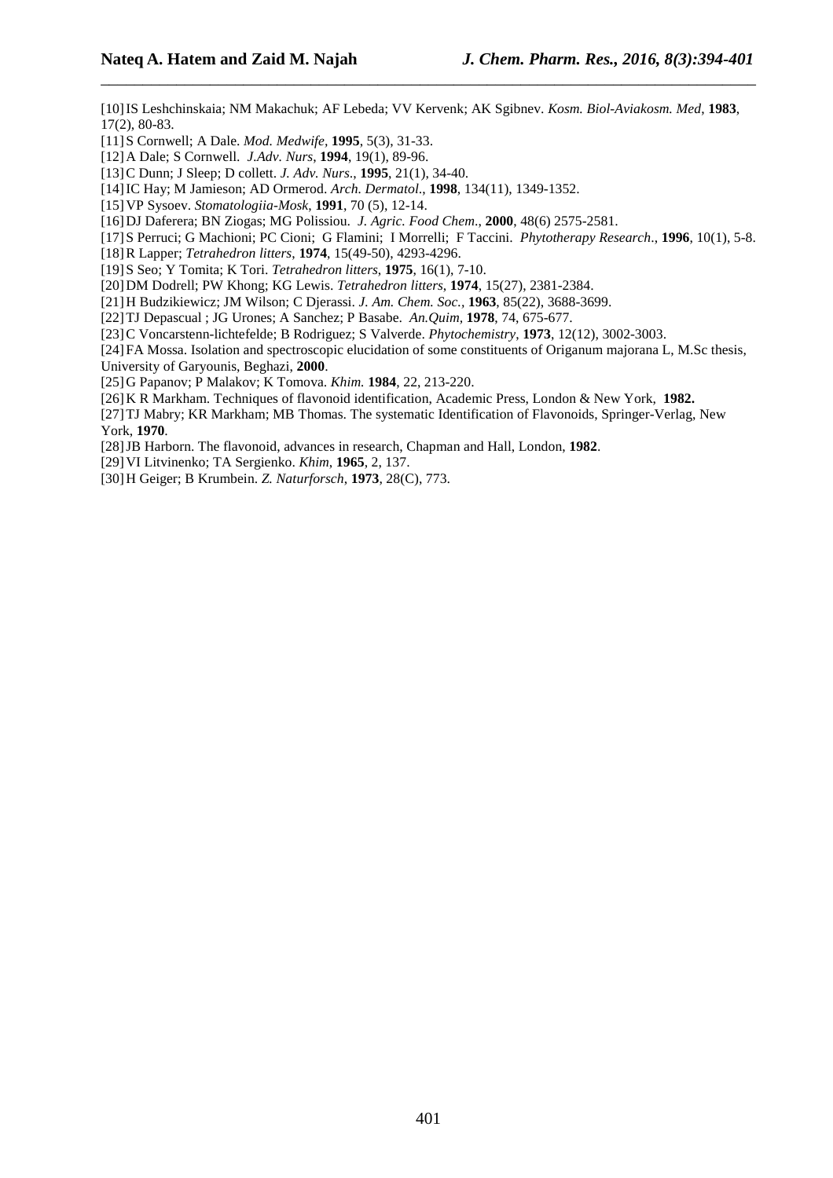[10] IS Leshchinskaia; NM Makachuk; AF Lebeda; VV Kervenk; AK Sgibnev. *Kosm. Biol-Aviakosm. Med*, **1983**, 17(2), 80-83.

[11] S Cornwell; A Dale. *Mod. Medwife*, **1995**, 5(3), 31-33.

[12] A Dale; S Cornwell. *J.Adv. Nurs*, **1994**, 19(1), 89-96.

[13] C Dunn; J Sleep; D collett. *J. Adv. Nurs*., **1995**, 21(1), 34-40.

[14] IC Hay; M Jamieson; AD Ormerod. *Arch. Dermatol*., **1998**, 134(11), 1349-1352.

[15] VP Sysoev. *Stomatologiia-Mosk*, **1991**, 70 (5), 12-14.

[16] DJ Daferera; BN Ziogas; MG Polissiou. *J. Agric. Food Chem*., **2000**, 48(6) 2575-2581.

[17] S Perruci; G Machioni; PC Cioni; G Flamini; I Morrelli; F Taccini. *Phytotherapy Research*., **1996**, 10(1), 5-8.

[18] R Lapper; *Tetrahedron litters*, **1974**, 15(49-50), 4293-4296.

[19] S Seo; Y Tomita; K Tori. *Tetrahedron litters*, **1975**, 16(1), 7-10.

[20] DM Dodrell; PW Khong; KG Lewis. *Tetrahedron litters*, **1974**, 15(27), 2381-2384.

[21] H Budzikiewicz; JM Wilson; C Djerassi. *J. Am. Chem. Soc.*, **1963**, 85(22), 3688-3699.

[22] TJ Depascual ; JG Urones; A Sanchez; P Basabe. *An.Quim*, **1978**, 74, 675-677.

[23] C Voncarstenn-lichtefelde; B Rodriguez; S Valverde. *Phytochemistry*, **1973**, 12(12), 3002-3003.

[24] FA Mossa. Isolation and spectroscopic elucidation of some constituents of Origanum majorana L, M.Sc thesis, University of Garyounis, Beghazi, **2000**.

[25] G Papanov; P Malakov; K Tomova. *Khim.* **1984**, 22, 213-220.

[26] K R Markham. Techniques of flavonoid identification, Academic Press, London & New York, **1982.**

[27] TJ Mabry; KR Markham; MB Thomas. The systematic Identification of Flavonoids, Springer-Verlag, New York, **1970**.

[28] JB Harborn. The flavonoid, advances in research, Chapman and Hall, London, **1982**.

[29] VI Litvinenko; TA Sergienko. *Khim*, **1965**, 2, 137.

[30] H Geiger; B Krumbein. *Z. Naturforsch*, **1973**, 28(C), 773.